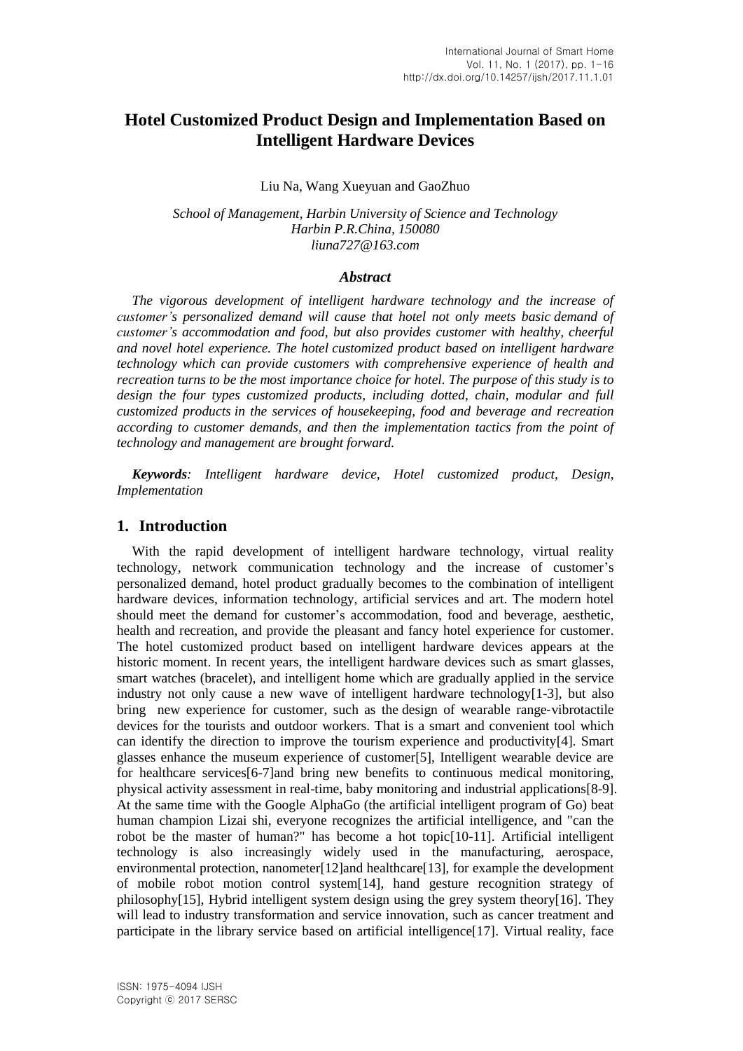# Hotel Customized Product Design and Implementation Based on Intelligent Hardware Devices

Liu Na, Wang Xueyuan and GaoZhuo

*School of Management, Harbin University of Science and Technology*
*Harbin P.R.China, 150080*
*liuna727@163.com*

## *Abstract*

*The vigorous development of intelligent hardware technology and the increase of customer's personalized demand will cause that hotel not only meets basic demand of customer's accommodation and food, but also provides customer with healthy, cheerful and novel hotel experience. The hotel customized product based on intelligent hardware technology which can provide customers with comprehensive experience of health and recreation turns to be the most importance choice for hotel. The purpose of this study is to design the four types customized products, including dotted, chain, modular and full customized products in the services of housekeeping, food and beverage and recreation according to customer demands, and then the implementation tactics from the point of technology and management are brought forward.*

***Keywords****: Intelligent hardware device, Hotel customized product, Design, Implementation*

## 1. Introduction

With the rapid development of intelligent hardware technology, virtual reality technology, network communication technology and the increase of customer's personalized demand, hotel product gradually becomes to the combination of intelligent hardware devices, information technology, artificial services and art. The modern hotel should meet the demand for customer's accommodation, food and beverage, aesthetic, health and recreation, and provide the pleasant and fancy hotel experience for customer. The hotel customized product based on intelligent hardware devices appears at the historic moment. In recent years, the intelligent hardware devices such as smart glasses, smart watches (bracelet), and intelligent home which are gradually applied in the service industry not only cause a new wave of intelligent hardware technology[1-3], but also bring new experience for customer, such as the design of wearable range-vibrotactile devices for the tourists and outdoor workers. That is a smart and convenient tool which can identify the direction to improve the tourism experience and productivity[4]. Smart glasses enhance the museum experience of customer[5], Intelligent wearable device are for healthcare services[6-7]and bring new benefits to continuous medical monitoring, physical activity assessment in real-time, baby monitoring and industrial applications[8-9]. At the same time with the Google AlphaGo (the artificial intelligent program of Go) beat human champion Lizai shi, everyone recognizes the artificial intelligence, and "can the robot be the master of human?" has become a hot topic[10-11]. Artificial intelligent technology is also increasingly widely used in the manufacturing, aerospace, environmental protection, nanometer[12]and healthcare[13], for example the development of mobile robot motion control system[14], hand gesture recognition strategy of philosophy[15], Hybrid intelligent system design using the grey system theory[16]. They will lead to industry transformation and service innovation, such as cancer treatment and participate in the library service based on artificial intelligence[17]. Virtual reality, face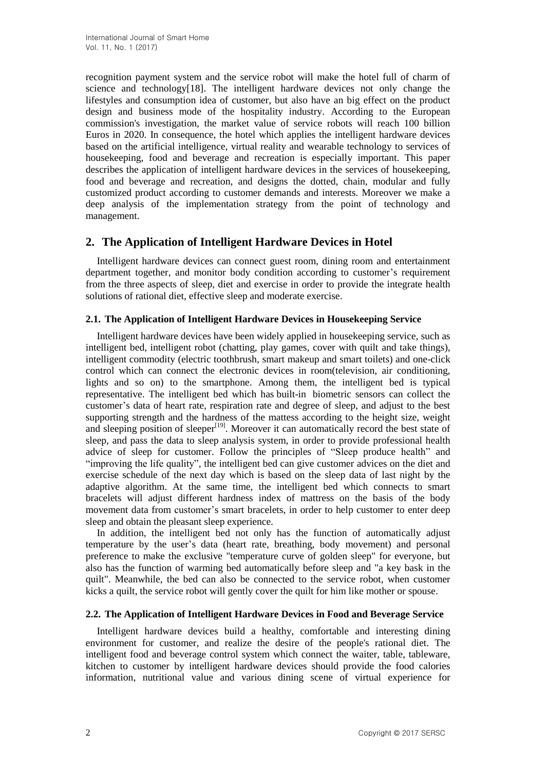recognition payment system and the service robot will make the hotel full of charm of science and technology[18]. The intelligent hardware devices not only change the lifestyles and consumption idea of customer, but also have an big effect on the product design and business mode of the hospitality industry. According to the European commission's investigation, the market value of service robots will reach 100 billion Euros in 2020. In consequence, the hotel which applies the intelligent hardware devices based on the artificial intelligence, virtual reality and wearable technology to services of housekeeping, food and beverage and recreation is especially important. This paper describes the application of intelligent hardware devices in the services of housekeeping, food and beverage and recreation, and designs the dotted, chain, modular and fully customized product according to customer demands and interests. Moreover we make a deep analysis of the implementation strategy from the point of technology and management.

## 2. The Application of Intelligent Hardware Devices in Hotel

Intelligent hardware devices can connect guest room, dining room and entertainment department together, and monitor body condition according to customer's requirement from the three aspects of sleep, diet and exercise in order to provide the integrate health solutions of rational diet, effective sleep and moderate exercise.

### 2.1. The Application of Intelligent Hardware Devices in Housekeeping Service

Intelligent hardware devices have been widely applied in housekeeping service, such as intelligent bed, intelligent robot (chatting, play games, cover with quilt and take things), intelligent commodity (electric toothbrush, smart makeup and smart toilets) and one-click control which can connect the electronic devices in room(television, air conditioning, lights and so on) to the smartphone. Among them, the intelligent bed is typical representative. The intelligent bed which has built-in biometric sensors can collect the customer's data of heart rate, respiration rate and degree of sleep, and adjust to the best supporting strength and the hardness of the mattess according to the height size, weight and sleeping position of sleeper[19]. Moreover it can automatically record the best state of sleep, and pass the data to sleep analysis system, in order to provide professional health advice of sleep for customer. Follow the principles of "Sleep produce health" and "improving the life quality", the intelligent bed can give customer advices on the diet and exercise schedule of the next day which is based on the sleep data of last night by the adaptive algorithm. At the same time, the intelligent bed which connects to smart bracelets will adjust different hardness index of mattress on the basis of the body movement data from customer's smart bracelets, in order to help customer to enter deep sleep and obtain the pleasant sleep experience.

In addition, the intelligent bed not only has the function of automatically adjust temperature by the user's data (heart rate, breathing, body movement) and personal preference to make the exclusive "temperature curve of golden sleep" for everyone, but also has the function of warming bed automatically before sleep and "a key bask in the quilt". Meanwhile, the bed can also be connected to the service robot, when customer kicks a quilt, the service robot will gently cover the quilt for him like mother or spouse.

### 2.2. The Application of Intelligent Hardware Devices in Food and Beverage Service

Intelligent hardware devices build a healthy, comfortable and interesting dining environment for customer, and realize the desire of the people's rational diet. The intelligent food and beverage control system which connect the waiter, table, tableware, kitchen to customer by intelligent hardware devices should provide the food calories information, nutritional value and various dining scene of virtual experience for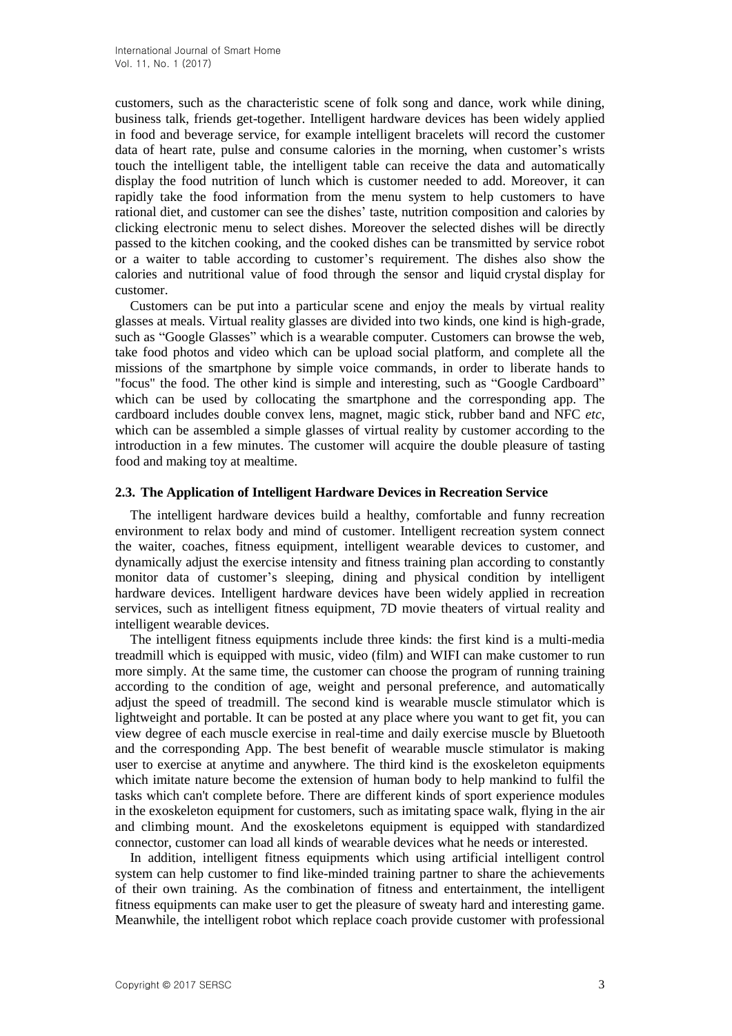customers, such as the characteristic scene of folk song and dance, work while dining, business talk, friends get-together. Intelligent hardware devices has been widely applied in food and beverage service, for example intelligent bracelets will record the customer data of heart rate, pulse and consume calories in the morning, when customer's wrists touch the intelligent table, the intelligent table can receive the data and automatically display the food nutrition of lunch which is customer needed to add. Moreover, it can rapidly take the food information from the menu system to help customers to have rational diet, and customer can see the dishes' taste, nutrition composition and calories by clicking electronic menu to select dishes. Moreover the selected dishes will be directly passed to the kitchen cooking, and the cooked dishes can be transmitted by service robot or a waiter to table according to customer's requirement. The dishes also show the calories and nutritional value of food through the sensor and liquid crystal display for customer.

Customers can be put into a particular scene and enjoy the meals by virtual reality glasses at meals. Virtual reality glasses are divided into two kinds, one kind is high-grade, such as "Google Glasses" which is a wearable computer. Customers can browse the web, take food photos and video which can be upload social platform, and complete all the missions of the smartphone by simple voice commands, in order to liberate hands to "focus" the food. The other kind is simple and interesting, such as "Google Cardboard" which can be used by collocating the smartphone and the corresponding app. The cardboard includes double convex lens, magnet, magic stick, rubber band and NFC *etc*, which can be assembled a simple glasses of virtual reality by customer according to the introduction in a few minutes. The customer will acquire the double pleasure of tasting food and making toy at mealtime.

### 2.3. The Application of Intelligent Hardware Devices in Recreation Service

The intelligent hardware devices build a healthy, comfortable and funny recreation environment to relax body and mind of customer. Intelligent recreation system connect the waiter, coaches, fitness equipment, intelligent wearable devices to customer, and dynamically adjust the exercise intensity and fitness training plan according to constantly monitor data of customer's sleeping, dining and physical condition by intelligent hardware devices. Intelligent hardware devices have been widely applied in recreation services, such as intelligent fitness equipment, 7D movie theaters of virtual reality and intelligent wearable devices.

The intelligent fitness equipments include three kinds: the first kind is a multi-media treadmill which is equipped with music, video (film) and WIFI can make customer to run more simply. At the same time, the customer can choose the program of running training according to the condition of age, weight and personal preference, and automatically adjust the speed of treadmill. The second kind is wearable muscle stimulator which is lightweight and portable. It can be posted at any place where you want to get fit, you can view degree of each muscle exercise in real-time and daily exercise muscle by Bluetooth and the corresponding App. The best benefit of wearable muscle stimulator is making user to exercise at anytime and anywhere. The third kind is the exoskeleton equipments which imitate nature become the extension of human body to help mankind to fulfil the tasks which can't complete before. There are different kinds of sport experience modules in the exoskeleton equipment for customers, such as imitating space walk, flying in the air and climbing mount. And the exoskeletons equipment is equipped with standardized connector, customer can load all kinds of wearable devices what he needs or interested.

In addition, intelligent fitness equipments which using artificial intelligent control system can help customer to find like-minded training partner to share the achievements of their own training. As the combination of fitness and entertainment, the intelligent fitness equipments can make user to get the pleasure of sweaty hard and interesting game. Meanwhile, the intelligent robot which replace coach provide customer with professional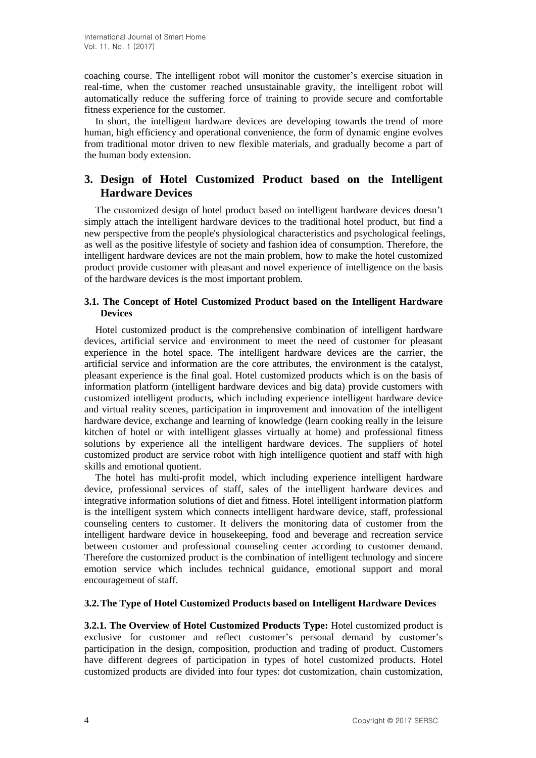coaching course. The intelligent robot will monitor the customer's exercise situation in real-time, when the customer reached unsustainable gravity, the intelligent robot will automatically reduce the suffering force of training to provide secure and comfortable fitness experience for the customer.

In short, the intelligent hardware devices are developing towards the trend of more human, high efficiency and operational convenience, the form of dynamic engine evolves from traditional motor driven to new flexible materials, and gradually become a part of the human body extension.

## 3. Design of Hotel Customized Product based on the Intelligent Hardware Devices

The customized design of hotel product based on intelligent hardware devices doesn't simply attach the intelligent hardware devices to the traditional hotel product, but find a new perspective from the people's physiological characteristics and psychological feelings, as well as the positive lifestyle of society and fashion idea of consumption. Therefore, the intelligent hardware devices are not the main problem, how to make the hotel customized product provide customer with pleasant and novel experience of intelligence on the basis of the hardware devices is the most important problem.

### 3.1. The Concept of Hotel Customized Product based on the Intelligent Hardware Devices

Hotel customized product is the comprehensive combination of intelligent hardware devices, artificial service and environment to meet the need of customer for pleasant experience in the hotel space. The intelligent hardware devices are the carrier, the artificial service and information are the core attributes, the environment is the catalyst, pleasant experience is the final goal. Hotel customized products which is on the basis of information platform (intelligent hardware devices and big data) provide customers with customized intelligent products, which including experience intelligent hardware device and virtual reality scenes, participation in improvement and innovation of the intelligent hardware device, exchange and learning of knowledge (learn cooking really in the leisure kitchen of hotel or with intelligent glasses virtually at home) and professional fitness solutions by experience all the intelligent hardware devices. The suppliers of hotel customized product are service robot with high intelligence quotient and staff with high skills and emotional quotient.

The hotel has multi-profit model, which including experience intelligent hardware device, professional services of staff, sales of the intelligent hardware devices and integrative information solutions of diet and fitness. Hotel intelligent information platform is the intelligent system which connects intelligent hardware device, staff, professional counseling centers to customer. It delivers the monitoring data of customer from the intelligent hardware device in housekeeping, food and beverage and recreation service between customer and professional counseling center according to customer demand. Therefore the customized product is the combination of intelligent technology and sincere emotion service which includes technical guidance, emotional support and moral encouragement of staff.

### 3.2. The Type of Hotel Customized Products based on Intelligent Hardware Devices

**3.2.1. The Overview of Hotel Customized Products Type:** Hotel customized product is exclusive for customer and reflect customer's personal demand by customer's participation in the design, composition, production and trading of product. Customers have different degrees of participation in types of hotel customized products. Hotel customized products are divided into four types: dot customization, chain customization,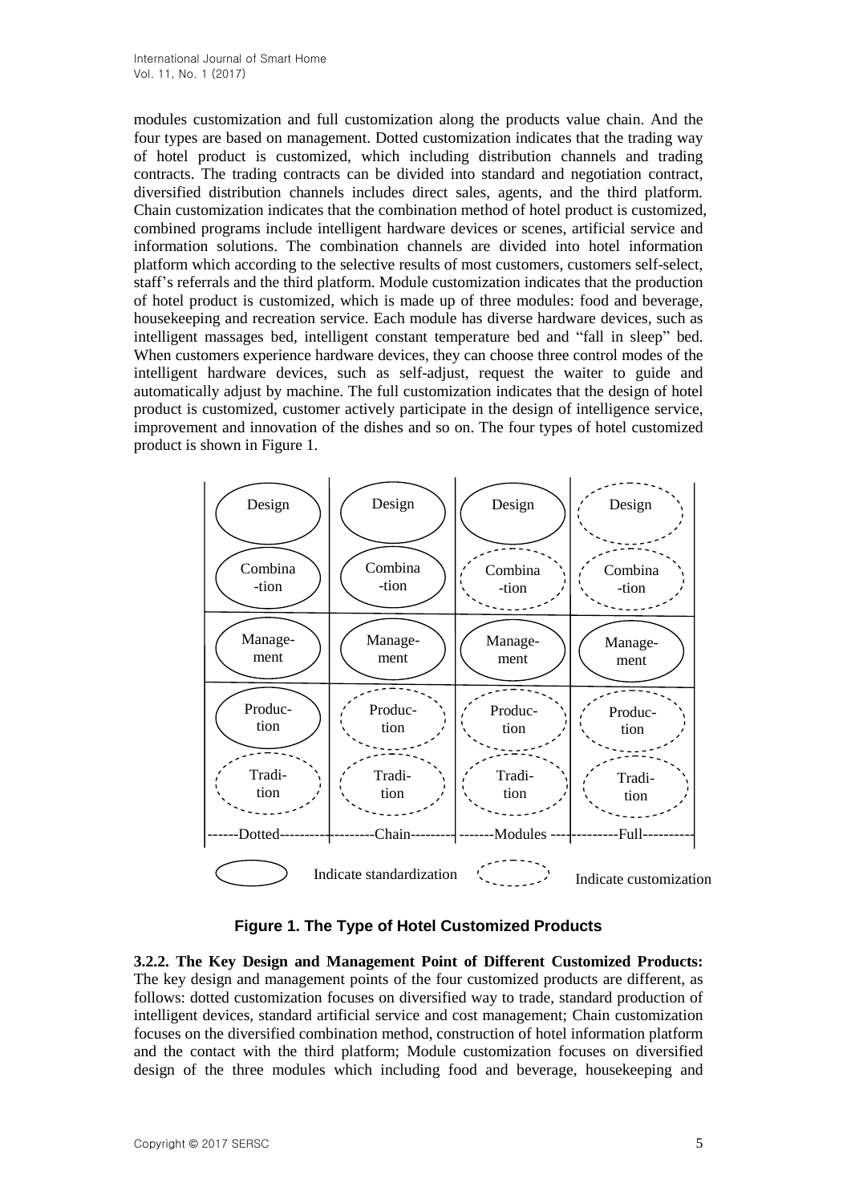modules customization and full customization along the products value chain. And the four types are based on management. Dotted customization indicates that the trading way of hotel product is customized, which including distribution channels and trading contracts. The trading contracts can be divided into standard and negotiation contract, diversified distribution channels includes direct sales, agents, and the third platform. Chain customization indicates that the combination method of hotel product is customized, combined programs include intelligent hardware devices or scenes, artificial service and information solutions. The combination channels are divided into hotel information platform which according to the selective results of most customers, customers self-select, staff's referrals and the third platform. Module customization indicates that the production of hotel product is customized, which is made up of three modules: food and beverage, housekeeping and recreation service. Each module has diverse hardware devices, such as intelligent massages bed, intelligent constant temperature bed and "fall in sleep" bed. When customers experience hardware devices, they can choose three control modes of the intelligent hardware devices, such as self-adjust, request the waiter to guide and automatically adjust by machine. The full customization indicates that the design of hotel product is customized, customer actively participate in the design of intelligence service, improvement and innovation of the dishes and so on. The four types of hotel customized product is shown in Figure 1.

| Dotted | Chain | Modules | Full |
|---|---|---|---|
| Design | Design | Design | Design |
| Combina-tion | Combina-tion | Combina-tion | Combina-tion |
| Manage-ment | Manage-ment | Manage-ment | Manage-ment |
| Produc-tion | Produc-tion | Produc-tion | Produc-tion |
| Tradi-tion | Tradi-tion | Tradi-tion | Tradi-tion |

Indicate standardization    Indicate customization

**Figure 1. The Type of Hotel Customized Products**

**3.2.2. The Key Design and Management Point of Different Customized Products:** The key design and management points of the four customized products are different, as follows: dotted customization focuses on diversified way to trade, standard production of intelligent devices, standard artificial service and cost management; Chain customization focuses on the diversified combination method, construction of hotel information platform and the contact with the third platform; Module customization focuses on diversified design of the three modules which including food and beverage, housekeeping and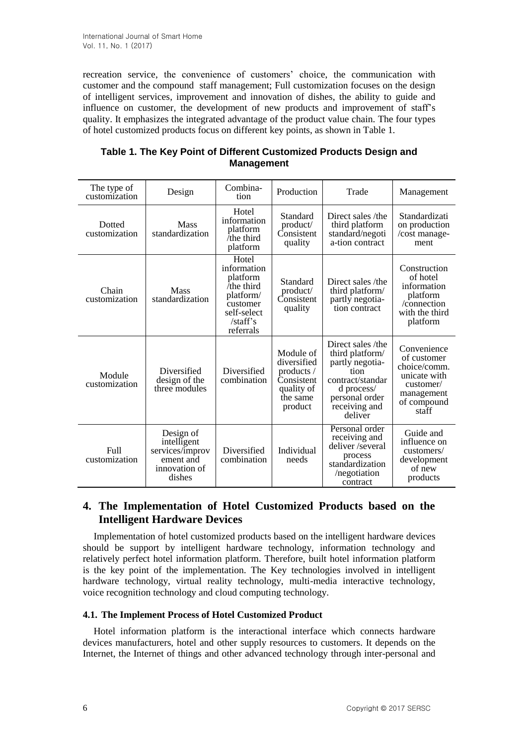recreation service, the convenience of customers' choice, the communication with customer and the compound staff management; Full customization focuses on the design of intelligent services, improvement and innovation of dishes, the ability to guide and influence on customer, the development of new products and improvement of staff's quality. It emphasizes the integrated advantage of the product value chain. The four types of hotel customized products focus on different key points, as shown in Table 1.

**Table 1. The Key Point of Different Customized Products Design and Management**

| The type of customization | Design | Combina-tion | Production | Trade | Management |
|---|---|---|---|---|---|
| Dotted customization | Mass standardization | Hotel information platform /the third platform | Standard product/ Consistent quality | Direct sales /the third platform standard/negoti a-tion contract | Standardizati on production /cost manage-ment |
| Chain customization | Mass standardization | Hotel information platform /the third platform/ customer self-select /staff's referrals | Standard product/ Consistent quality | Direct sales /the third platform/ partly negotia-tion contract | Construction of hotel information platform /connection with the third platform |
| Module customization | Diversified design of the three modules | Diversified combination | Module of diversified products / Consistent quality of the same product | Direct sales /the third platform/ partly negotia-tion contract/standar d process/ personal order receiving and deliver | Convenience of customer choice/comm. unicate with customer/ management of compound staff |
| Full customization | Design of intelligent services/improv ement and innovation of dishes | Diversified combination | Individual needs | Personal order receiving and deliver /several process standardization /negotiation contract | Guide and influence on customers/ development of new products |

## 4. The Implementation of Hotel Customized Products based on the Intelligent Hardware Devices

Implementation of hotel customized products based on the intelligent hardware devices should be support by intelligent hardware technology, information technology and relatively perfect hotel information platform. Therefore, built hotel information platform is the key point of the implementation. The Key technologies involved in intelligent hardware technology, virtual reality technology, multi-media interactive technology, voice recognition technology and cloud computing technology.

### 4.1. The Implement Process of Hotel Customized Product

Hotel information platform is the interactional interface which connects hardware devices manufacturers, hotel and other supply resources to customers. It depends on the Internet, the Internet of things and other advanced technology through inter-personal and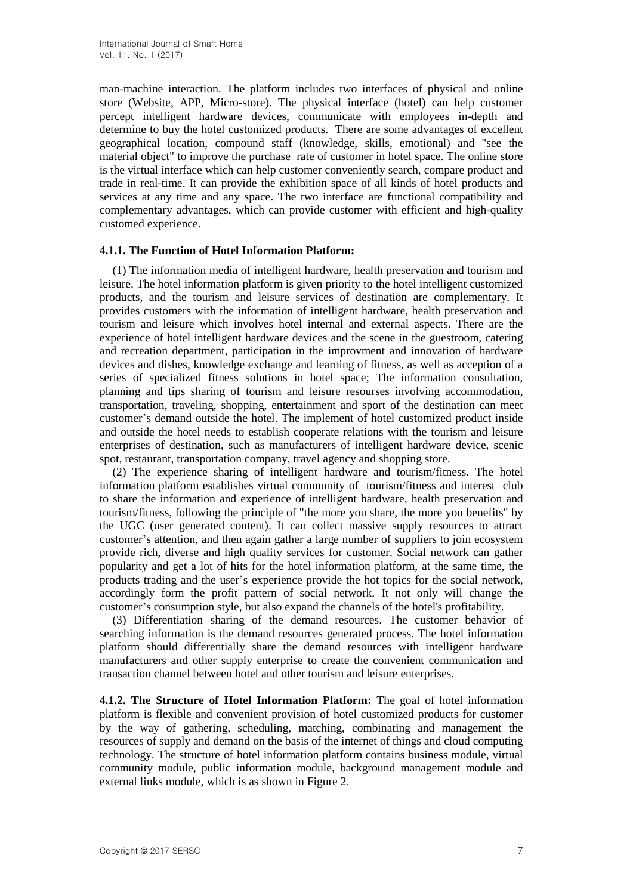man-machine interaction. The platform includes two interfaces of physical and online store (Website, APP, Micro-store). The physical interface (hotel) can help customer percept intelligent hardware devices, communicate with employees in-depth and determine to buy the hotel customized products. There are some advantages of excellent geographical location, compound staff (knowledge, skills, emotional) and "see the material object" to improve the purchase rate of customer in hotel space. The online store is the virtual interface which can help customer conveniently search, compare product and trade in real-time. It can provide the exhibition space of all kinds of hotel products and services at any time and any space. The two interface are functional compatibility and complementary advantages, which can provide customer with efficient and high-quality customed experience.

#### 4.1.1. The Function of Hotel Information Platform:

(1) The information media of intelligent hardware, health preservation and tourism and leisure. The hotel information platform is given priority to the hotel intelligent customized products, and the tourism and leisure services of destination are complementary. It provides customers with the information of intelligent hardware, health preservation and tourism and leisure which involves hotel internal and external aspects. There are the experience of hotel intelligent hardware devices and the scene in the guestroom, catering and recreation department, participation in the improvment and innovation of hardware devices and dishes, knowledge exchange and learning of fitness, as well as acception of a series of specialized fitness solutions in hotel space; The information consultation, planning and tips sharing of tourism and leisure resourses involving accommodation, transportation, traveling, shopping, entertainment and sport of the destination can meet customer's demand outside the hotel. The implement of hotel customized product inside and outside the hotel needs to establish cooperate relations with the tourism and leisure enterprises of destination, such as manufacturers of intelligent hardware device, scenic spot, restaurant, transportation company, travel agency and shopping store.

(2) The experience sharing of intelligent hardware and tourism/fitness. The hotel information platform establishes virtual community of tourism/fitness and interest club to share the information and experience of intelligent hardware, health preservation and tourism/fitness, following the principle of "the more you share, the more you benefits" by the UGC (user generated content). It can collect massive supply resources to attract customer's attention, and then again gather a large number of suppliers to join ecosystem provide rich, diverse and high quality services for customer. Social network can gather popularity and get a lot of hits for the hotel information platform, at the same time, the products trading and the user's experience provide the hot topics for the social network, accordingly form the profit pattern of social network. It not only will change the customer's consumption style, but also expand the channels of the hotel's profitability.

(3) Differentiation sharing of the demand resources. The customer behavior of searching information is the demand resources generated process. The hotel information platform should differentially share the demand resources with intelligent hardware manufacturers and other supply enterprise to create the convenient communication and transaction channel between hotel and other tourism and leisure enterprises.

**4.1.2. The Structure of Hotel Information Platform:** The goal of hotel information platform is flexible and convenient provision of hotel customized products for customer by the way of gathering, scheduling, matching, combinating and management the resources of supply and demand on the basis of the internet of things and cloud computing technology. The structure of hotel information platform contains business module, virtual community module, public information module, background management module and external links module, which is as shown in Figure 2.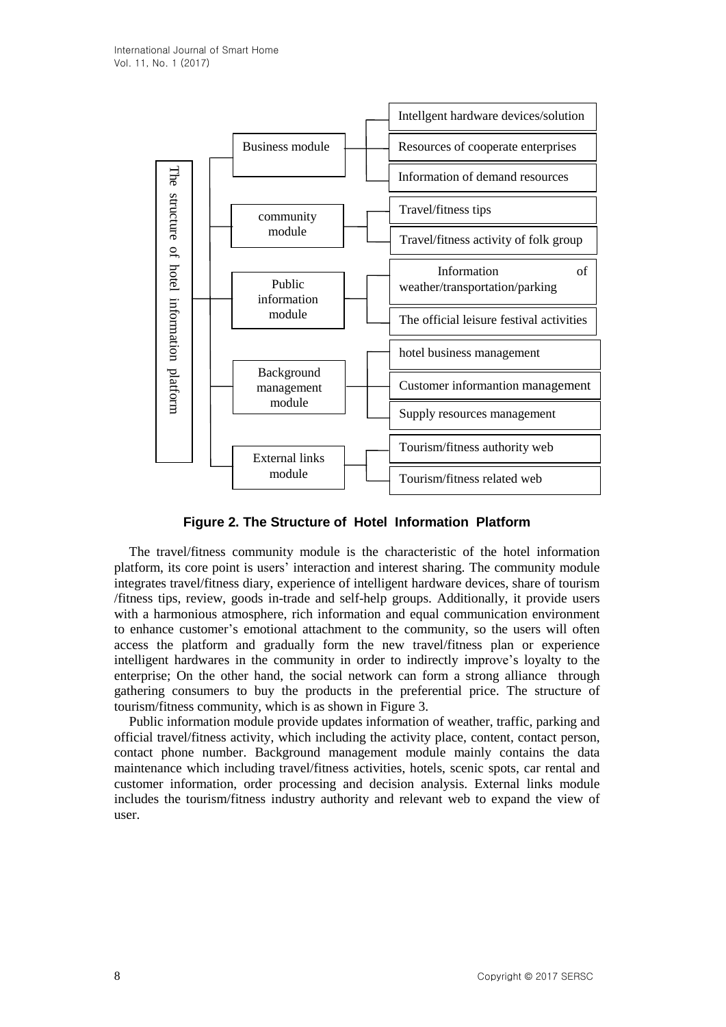The structure of hotel information platform

- Business module
  - Intellgent hardware devices/solution
  - Resources of cooperate enterprises
  - Information of demand resources
- community module
  - Travel/fitness tips
  - Travel/fitness activity of folk group
- Public information module
  - Information of weather/transportation/parking
  - The official leisure festival activities
- Background management module
  - hotel business management
  - Customer informantion management
  - Supply resources management
- External links module
  - Tourism/fitness authority web
  - Tourism/fitness related web

**Figure 2. The Structure of Hotel Information Platform**

The travel/fitness community module is the characteristic of the hotel information platform, its core point is users' interaction and interest sharing. The community module integrates travel/fitness diary, experience of intelligent hardware devices, share of tourism /fitness tips, review, goods in-trade and self-help groups. Additionally, it provide users with a harmonious atmosphere, rich information and equal communication environment to enhance customer's emotional attachment to the community, so the users will often access the platform and gradually form the new travel/fitness plan or experience intelligent hardwares in the community in order to indirectly improve's loyalty to the enterprise; On the other hand, the social network can form a strong alliance through gathering consumers to buy the products in the preferential price. The structure of tourism/fitness community, which is as shown in Figure 3.

Public information module provide updates information of weather, traffic, parking and official travel/fitness activity, which including the activity place, content, contact person, contact phone number. Background management module mainly contains the data maintenance which including travel/fitness activities, hotels, scenic spots, car rental and customer information, order processing and decision analysis. External links module includes the tourism/fitness industry authority and relevant web to expand the view of user.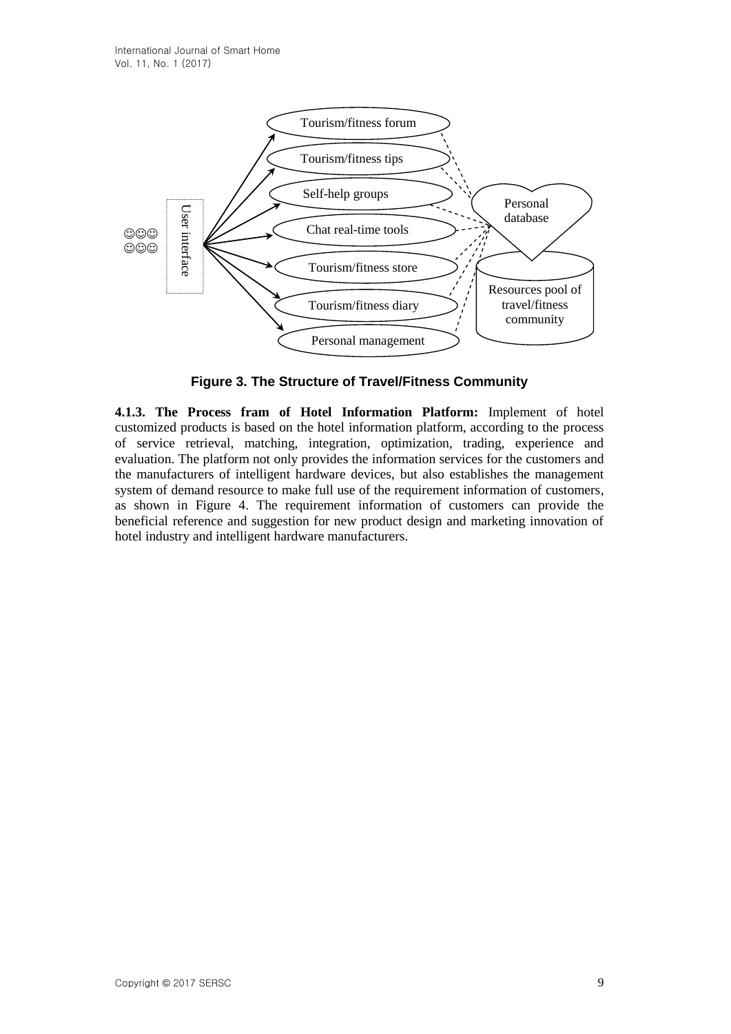**Figure 3. The Structure of Travel/Fitness Community**

**4.1.3. The Process fram of Hotel Information Platform:** Implement of hotel customized products is based on the hotel information platform, according to the process of service retrieval, matching, integration, optimization, trading, experience and evaluation. The platform not only provides the information services for the customers and the manufacturers of intelligent hardware devices, but also establishes the management system of demand resource to make full use of the requirement information of customers, as shown in Figure 4. The requirement information of customers can provide the beneficial reference and suggestion for new product design and marketing innovation of hotel industry and intelligent hardware manufacturers.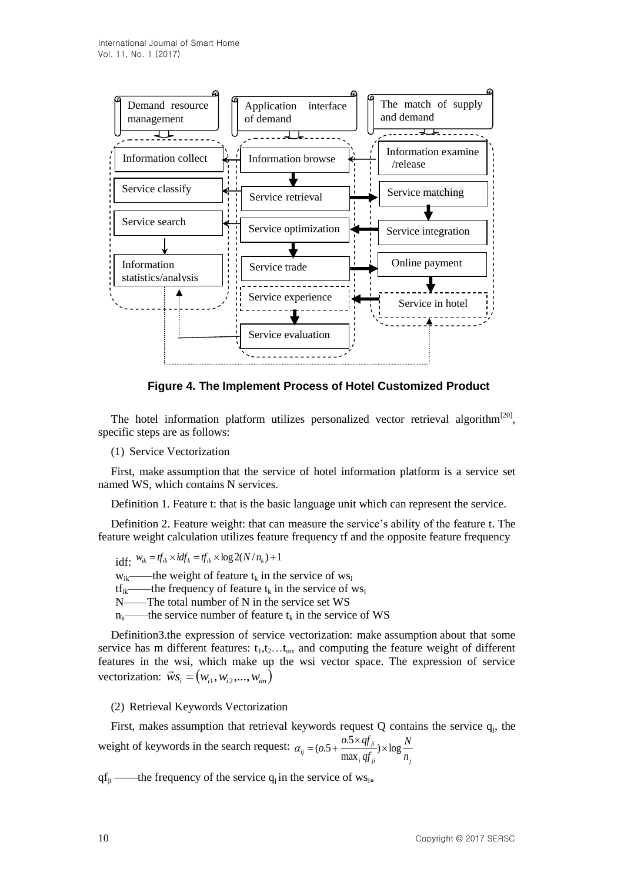**Figure 4. The Implement Process of Hotel Customized Product**

The hotel information platform utilizes personalized vector retrieval algorithm[20], specific steps are as follows:

(1) Service Vectorization

First, make assumption that the service of hotel information platform is a service set named WS, which contains N services.

Definition 1. Feature t: that is the basic language unit which can represent the service.

Definition 2. Feature weight: that can measure the service's ability of the feature t. The feature weight calculation utilizes feature frequency tf and the opposite feature frequency idf: $w_{ik} = tf_{ik} \times idf_k = tf_{ik} \times \log 2(N/n_k) + 1$

$w_{ik}$——the weight of feature $t_k$ in the service of $ws_i$

$tf_{ik}$——the frequency of feature $t_k$ in the service of $ws_i$

N——The total number of N in the service set WS

$n_k$——the service number of feature $t_k$ in the service of WS

Definition3.the expression of service vectorization: make assumption about that some service has m different features: $t_1, t_2 \ldots t_m$, and computing the feature weight of different features in the wsi, which make up the wsi vector space. The expression of service vectorization: $\vec{ws}_i = (w_{i1}, w_{i2}, \ldots, w_{im})$

(2) Retrieval Keywords Vectorization

First, makes assumption that retrieval keywords request Q contains the service $q_j$, the weight of keywords in the search request: $\alpha_{ij} = (o.5 + \frac{o.5 \times qf_{ji}}{\max_i qf_{ji}}) \times \log \frac{N}{n_j}$

$qf_{ji}$ ——the frequency of the service $q_j$ in the service of $ws_i$。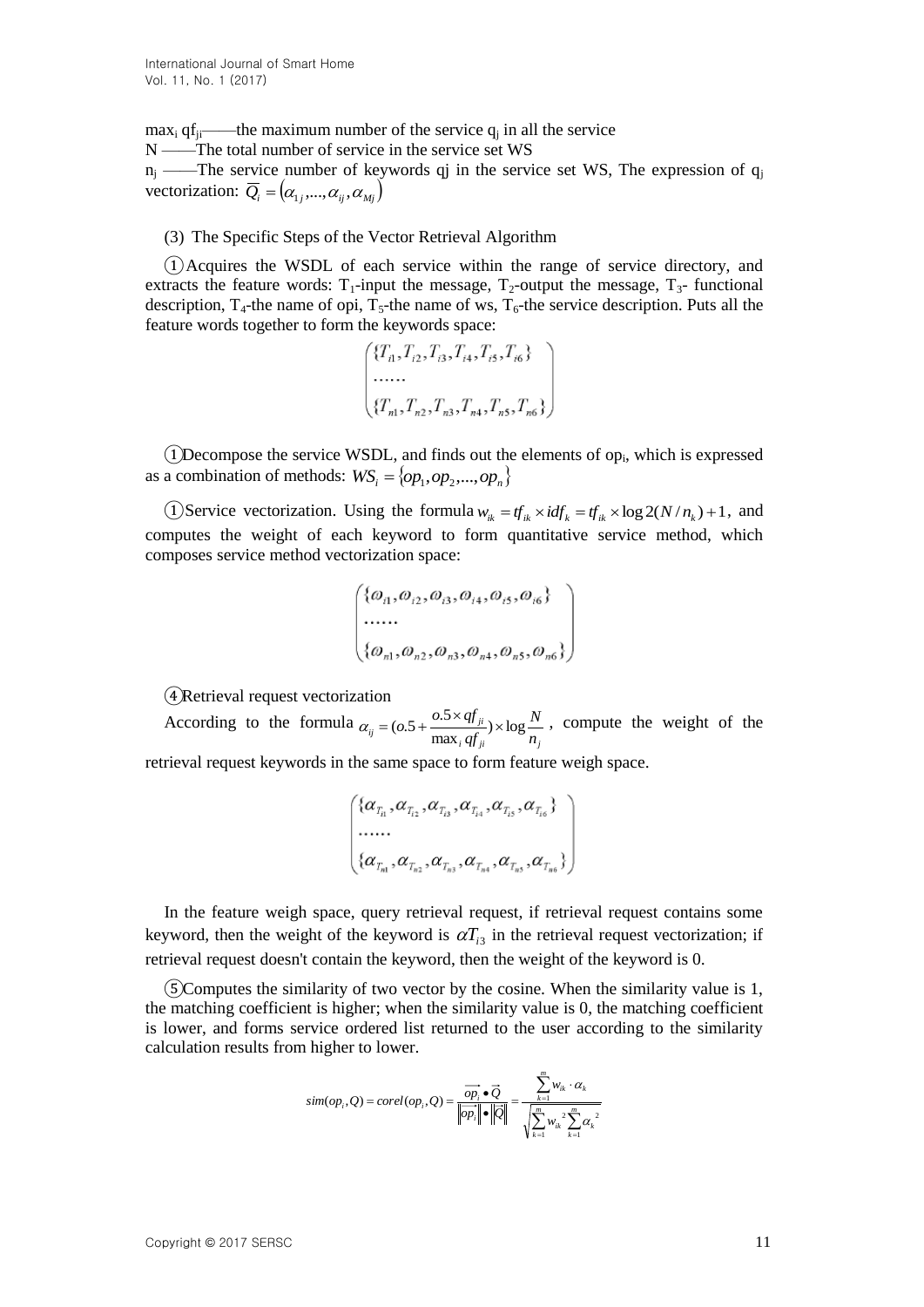$\max_i qf_{ji}$——the maximum number of the service $q_j$ in all the service

N ——The total number of service in the service set WS

$n_j$ ——The service number of keywords qj in the service set WS, The expression of $q_j$ vectorization: $\overline{Q_i} = (\alpha_{1j},...,\alpha_{ij},\alpha_{Mj})$

(3) The Specific Steps of the Vector Retrieval Algorithm

① Acquires the WSDL of each service within the range of service directory, and extracts the feature words: $T_1$-input the message, $T_2$-output the message, $T_3$- functional description, $T_4$-the name of opi, $T_5$-the name of ws, $T_6$-the service description. Puts all the feature words together to form the keywords space:

$$\begin{pmatrix} \{T_{i1},T_{i2},T_{i3},T_{i4},T_{i5},T_{i6}\} \\ \ldots\ldots \\ \{T_{n1},T_{n2},T_{n3},T_{n4},T_{n5},T_{n6}\} \end{pmatrix}$$

① Decompose the service WSDL, and finds out the elements of $op_i$, which is expressed as a combination of methods: $WS_i = \{op_1, op_2, ..., op_n\}$

① Service vectorization. Using the formula $w_{ik} = tf_{ik} \times idf_k = tf_{ik} \times \log 2(N / n_k) + 1$, and computes the weight of each keyword to form quantitative service method, which composes service method vectorization space:

$$\begin{pmatrix} \{\omega_{i1},\omega_{i2},\omega_{i3},\omega_{i4},\omega_{i5},\omega_{i6}\} \\ \ldots\ldots \\ \{\omega_{n1},\omega_{n2},\omega_{n3},\omega_{n4},\omega_{n5},\omega_{n6}\} \end{pmatrix}$$

④ Retrieval request vectorization

According to the formula $\alpha_{ij} = (o.5 + \frac{o.5 \times qf_{ji}}{\max_i qf_{ji}}) \times \log \frac{N}{n_j}$, compute the weight of the retrieval request keywords in the same space to form feature weigh space.

$$\begin{pmatrix} \{\alpha_{T_{i1}},\alpha_{T_{i2}},\alpha_{T_{i3}},\alpha_{T_{i4}},\alpha_{T_{i5}},\alpha_{T_{i6}}\} \\ \ldots\ldots \\ \{\alpha_{T_{n1}},\alpha_{T_{n2}},\alpha_{T_{n3}},\alpha_{T_{n4}},\alpha_{T_{n5}},\alpha_{T_{n6}}\} \end{pmatrix}$$

In the feature weigh space, query retrieval request, if retrieval request contains some keyword, then the weight of the keyword is $\alpha T_{i3}$ in the retrieval request vectorization; if retrieval request doesn't contain the keyword, then the weight of the keyword is 0.

⑤ Computes the similarity of two vector by the cosine. When the similarity value is 1, the matching coefficient is higher; when the similarity value is 0, the matching coefficient is lower, and forms service ordered list returned to the user according to the similarity calculation results from higher to lower.

$$sim(op_i, Q) = corel(op_i, Q) = \frac{\overrightarrow{op_i} \bullet \vec{Q}}{\left\|\overrightarrow{op_i}\right\| \bullet \left\|\vec{Q}\right\|} = \frac{\sum_{k=1}^{m} w_{ik} \cdot \alpha_k}{\sqrt{\sum_{k=1}^{m} w_{ik}^2 \sum_{k=1}^{m} \alpha_k^2}}$$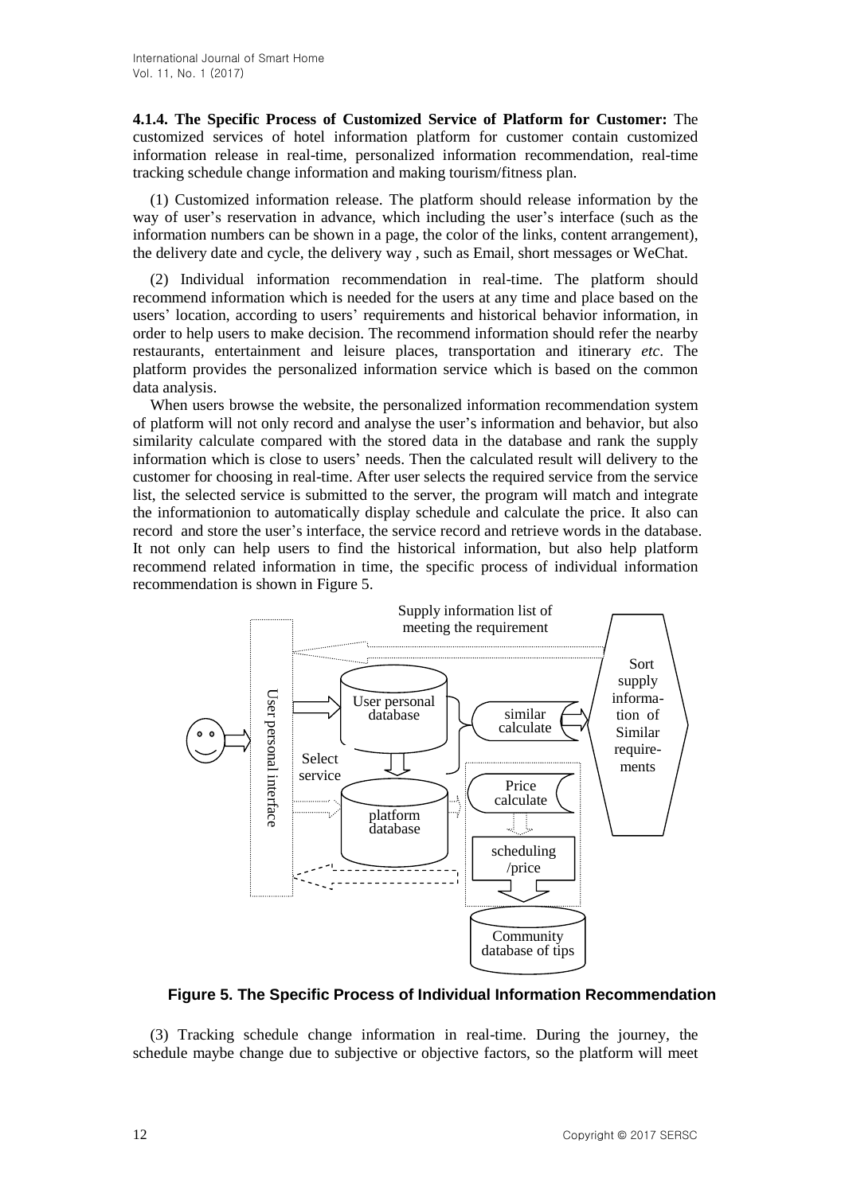**4.1.4. The Specific Process of Customized Service of Platform for Customer:** The customized services of hotel information platform for customer contain customized information release in real-time, personalized information recommendation, real-time tracking schedule change information and making tourism/fitness plan.

(1) Customized information release. The platform should release information by the way of user's reservation in advance, which including the user's interface (such as the information numbers can be shown in a page, the color of the links, content arrangement), the delivery date and cycle, the delivery way , such as Email, short messages or WeChat.

(2) Individual information recommendation in real-time. The platform should recommend information which is needed for the users at any time and place based on the users' location, according to users' requirements and historical behavior information, in order to help users to make decision. The recommend information should refer the nearby restaurants, entertainment and leisure places, transportation and itinerary *etc*. The platform provides the personalized information service which is based on the common data analysis.

When users browse the website, the personalized information recommendation system of platform will not only record and analyse the user's information and behavior, but also similarity calculate compared with the stored data in the database and rank the supply information which is close to users' needs. Then the calculated result will delivery to the customer for choosing in real-time. After user selects the required service from the service list, the selected service is submitted to the server, the program will match and integrate the informationion to automatically display schedule and calculate the price. It also can record and store the user's interface, the service record and retrieve words in the database. It not only can help users to find the historical information, but also help platform recommend related information in time, the specific process of individual information recommendation is shown in Figure 5.

**Figure 5. The Specific Process of Individual Information Recommendation**

(3) Tracking schedule change information in real-time. During the journey, the schedule maybe change due to subjective or objective factors, so the platform will meet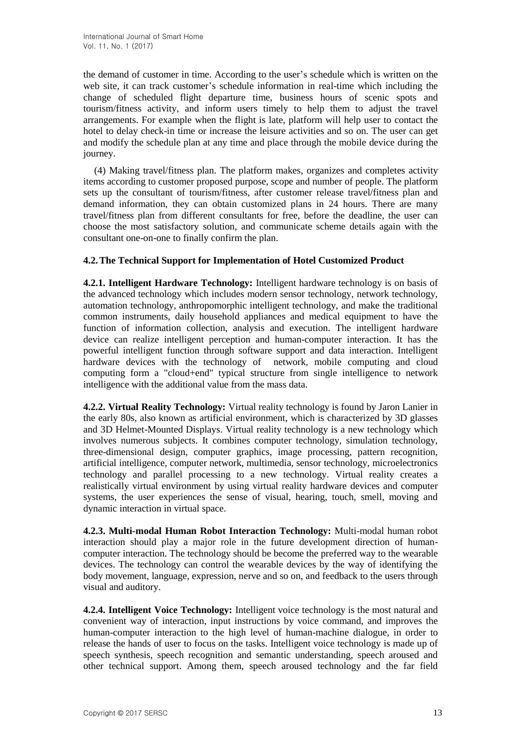the demand of customer in time. According to the user's schedule which is written on the web site, it can track customer's schedule information in real-time which including the change of scheduled flight departure time, business hours of scenic spots and tourism/fitness activity, and inform users timely to help them to adjust the travel arrangements. For example when the flight is late, platform will help user to contact the hotel to delay check-in time or increase the leisure activities and so on. The user can get and modify the schedule plan at any time and place through the mobile device during the journey.

(4) Making travel/fitness plan. The platform makes, organizes and completes activity items according to customer proposed purpose, scope and number of people. The platform sets up the consultant of tourism/fitness, after customer release travel/fitness plan and demand information, they can obtain customized plans in 24 hours. There are many travel/fitness plan from different consultants for free, before the deadline, the user can choose the most satisfactory solution, and communicate scheme details again with the consultant one-on-one to finally confirm the plan.

### 4.2. The Technical Support for Implementation of Hotel Customized Product

**4.2.1. Intelligent Hardware Technology:** Intelligent hardware technology is on basis of the advanced technology which includes modern sensor technology, network technology, automation technology, anthropomorphic intelligent technology, and make the traditional common instruments, daily household appliances and medical equipment to have the function of information collection, analysis and execution. The intelligent hardware device can realize intelligent perception and human-computer interaction. It has the powerful intelligent function through software support and data interaction. Intelligent hardware devices with the technology of network, mobile computing and cloud computing form a "cloud+end" typical structure from single intelligence to network intelligence with the additional value from the mass data.

**4.2.2. Virtual Reality Technology:** Virtual reality technology is found by Jaron Lanier in the early 80s, also known as artificial environment, which is characterized by 3D glasses and 3D Helmet-Mounted Displays. Virtual reality technology is a new technology which involves numerous subjects. It combines computer technology, simulation technology, three-dimensional design, computer graphics, image processing, pattern recognition, artificial intelligence, computer network, multimedia, sensor technology, microelectronics technology and parallel processing to a new technology. Virtual reality creates a realistically virtual environment by using virtual reality hardware devices and computer systems, the user experiences the sense of visual, hearing, touch, smell, moving and dynamic interaction in virtual space.

**4.2.3. Multi-modal Human Robot Interaction Technology:** Multi-modal human robot interaction should play a major role in the future development direction of human-computer interaction. The technology should be become the preferred way to the wearable devices. The technology can control the wearable devices by the way of identifying the body movement, language, expression, nerve and so on, and feedback to the users through visual and auditory.

**4.2.4. Intelligent Voice Technology:** Intelligent voice technology is the most natural and convenient way of interaction, input instructions by voice command, and improves the human-computer interaction to the high level of human-machine dialogue, in order to release the hands of user to focus on the tasks. Intelligent voice technology is made up of speech synthesis, speech recognition and semantic understanding, speech aroused and other technical support. Among them, speech aroused technology and the far field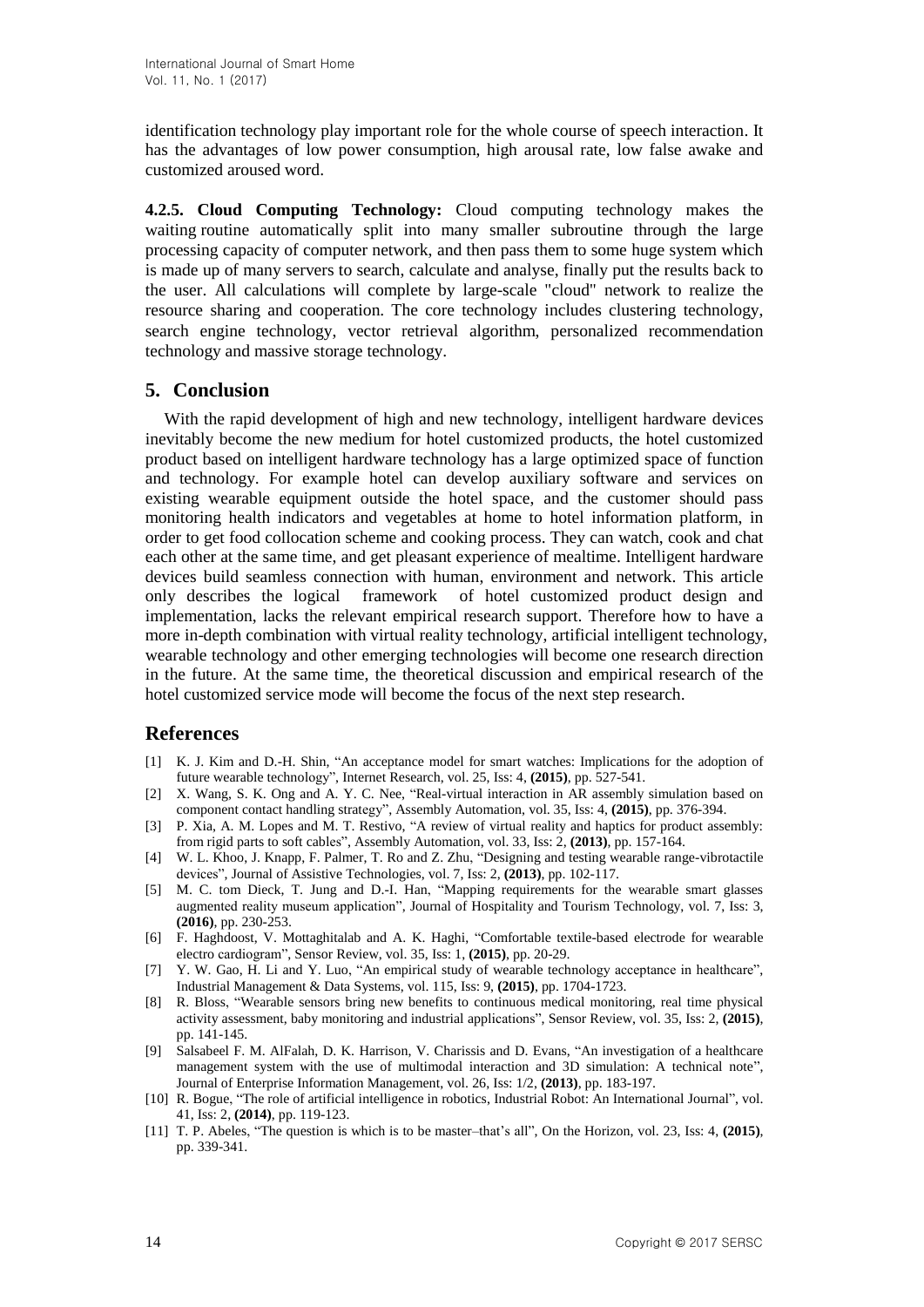identification technology play important role for the whole course of speech interaction. It has the advantages of low power consumption, high arousal rate, low false awake and customized aroused word.

**4.2.5. Cloud Computing Technology:** Cloud computing technology makes the waiting routine automatically split into many smaller subroutine through the large processing capacity of computer network, and then pass them to some huge system which is made up of many servers to search, calculate and analyse, finally put the results back to the user. All calculations will complete by large-scale "cloud" network to realize the resource sharing and cooperation. The core technology includes clustering technology, search engine technology, vector retrieval algorithm, personalized recommendation technology and massive storage technology.

## 5. Conclusion

With the rapid development of high and new technology, intelligent hardware devices inevitably become the new medium for hotel customized products, the hotel customized product based on intelligent hardware technology has a large optimized space of function and technology. For example hotel can develop auxiliary software and services on existing wearable equipment outside the hotel space, and the customer should pass monitoring health indicators and vegetables at home to hotel information platform, in order to get food collocation scheme and cooking process. They can watch, cook and chat each other at the same time, and get pleasant experience of mealtime. Intelligent hardware devices build seamless connection with human, environment and network. This article only describes the logical framework of hotel customized product design and implementation, lacks the relevant empirical research support. Therefore how to have a more in-depth combination with virtual reality technology, artificial intelligent technology, wearable technology and other emerging technologies will become one research direction in the future. At the same time, the theoretical discussion and empirical research of the hotel customized service mode will become the focus of the next step research.

## References

[1] K. J. Kim and D.-H. Shin, "An acceptance model for smart watches: Implications for the adoption of future wearable technology", Internet Research, vol. 25, Iss: 4, **(2015)**, pp. 527-541.

[2] X. Wang, S. K. Ong and A. Y. C. Nee, "Real-virtual interaction in AR assembly simulation based on component contact handling strategy", Assembly Automation, vol. 35, Iss: 4, **(2015)**, pp. 376-394.

[3] P. Xia, A. M. Lopes and M. T. Restivo, "A review of virtual reality and haptics for product assembly: from rigid parts to soft cables", Assembly Automation, vol. 33, Iss: 2, **(2013)**, pp. 157-164.

[4] W. L. Khoo, J. Knapp, F. Palmer, T. Ro and Z. Zhu, "Designing and testing wearable range-vibrotactile devices", Journal of Assistive Technologies, vol. 7, Iss: 2, **(2013)**, pp. 102-117.

[5] M. C. tom Dieck, T. Jung and D.-I. Han, "Mapping requirements for the wearable smart glasses augmented reality museum application", Journal of Hospitality and Tourism Technology, vol. 7, Iss: 3, **(2016)**, pp. 230-253.

[6] F. Haghdoost, V. Mottaghitalab and A. K. Haghi, "Comfortable textile-based electrode for wearable electro cardiogram", Sensor Review, vol. 35, Iss: 1, **(2015)**, pp. 20-29.

[7] Y. W. Gao, H. Li and Y. Luo, "An empirical study of wearable technology acceptance in healthcare", Industrial Management & Data Systems, vol. 115, Iss: 9, **(2015)**, pp. 1704-1723.

[8] R. Bloss, "Wearable sensors bring new benefits to continuous medical monitoring, real time physical activity assessment, baby monitoring and industrial applications", Sensor Review, vol. 35, Iss: 2, **(2015)**, pp. 141-145.

[9] Salsabeel F. M. AlFalah, D. K. Harrison, V. Charissis and D. Evans, "An investigation of a healthcare management system with the use of multimodal interaction and 3D simulation: A technical note", Journal of Enterprise Information Management, vol. 26, Iss: 1/2, **(2013)**, pp. 183-197.

[10] R. Bogue, "The role of artificial intelligence in robotics, Industrial Robot: An International Journal", vol. 41, Iss: 2, **(2014)**, pp. 119-123.

[11] T. P. Abeles, "The question is which is to be master–that's all", On the Horizon, vol. 23, Iss: 4, **(2015)**, pp. 339-341.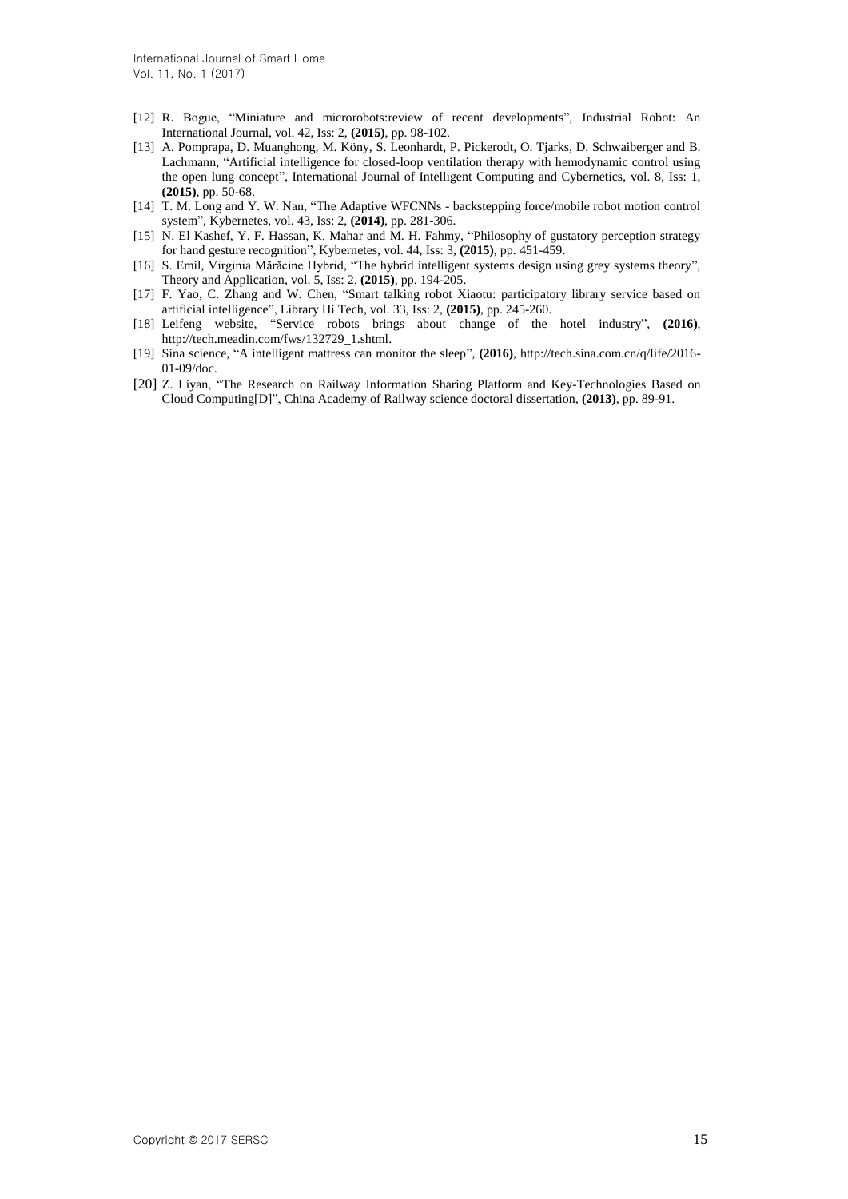[12] R. Bogue, "Miniature and microrobots:review of recent developments", Industrial Robot: An International Journal, vol. 42, Iss: 2, **(2015)**, pp. 98-102.

[13] A. Pomprapa, D. Muanghong, M. Köny, S. Leonhardt, P. Pickerodt, O. Tjarks, D. Schwaiberger and B. Lachmann, "Artificial intelligence for closed-loop ventilation therapy with hemodynamic control using the open lung concept", International Journal of Intelligent Computing and Cybernetics, vol. 8, Iss: 1, **(2015)**, pp. 50-68.

[14] T. M. Long and Y. W. Nan, "The Adaptive WFCNNs - backstepping force/mobile robot motion control system", Kybernetes, vol. 43, Iss: 2, **(2014)**, pp. 281-306.

[15] N. El Kashef, Y. F. Hassan, K. Mahar and M. H. Fahmy, "Philosophy of gustatory perception strategy for hand gesture recognition", Kybernetes, vol. 44, Iss: 3, **(2015)**, pp. 451-459.

[16] S. Emil, Virginia Mărăcine Hybrid, "The hybrid intelligent systems design using grey systems theory", Theory and Application, vol. 5, Iss: 2, **(2015)**, pp. 194-205.

[17] F. Yao, C. Zhang and W. Chen, "Smart talking robot Xiaotu: participatory library service based on artificial intelligence", Library Hi Tech, vol. 33, Iss: 2, **(2015)**, pp. 245-260.

[18] Leifeng website, "Service robots brings about change of the hotel industry", **(2016)**, http://tech.meadin.com/fws/132729_1.shtml.

[19] Sina science, "A intelligent mattress can monitor the sleep", **(2016)**, http://tech.sina.com.cn/q/life/2016-01-09/doc.

[20] Z. Liyan, "The Research on Railway Information Sharing Platform and Key-Technologies Based on Cloud Computing[D]", China Academy of Railway science doctoral dissertation, **(2013)**, pp. 89-91.